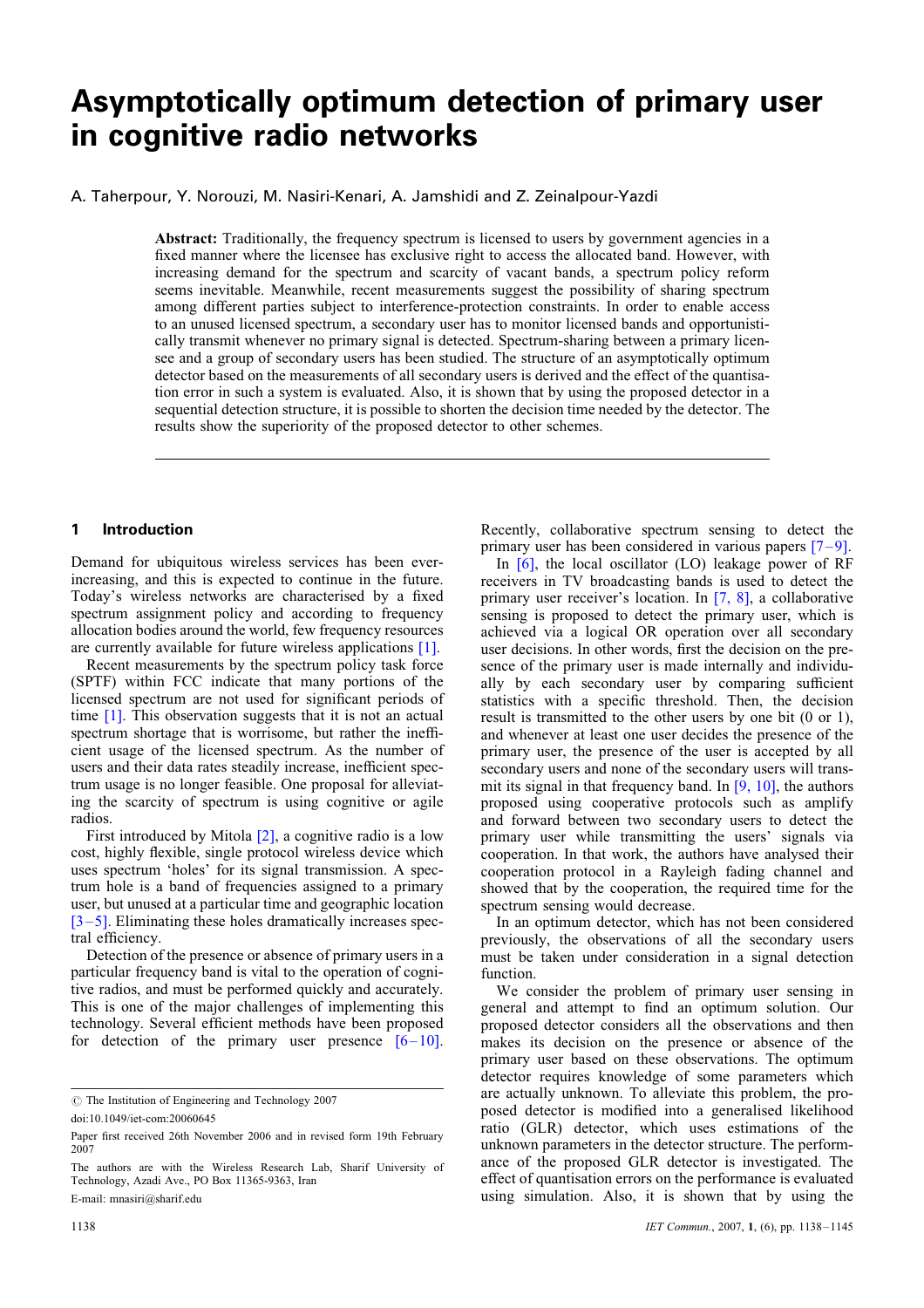# Asymptotically optimum detection of primary user in cognitive radio networks

A. Taherpour, Y. Norouzi, M. Nasiri-Kenari, A. Jamshidi and Z. Zeinalpour-Yazdi

**Abstract:** Traditionally, the frequency spectrum is licensed to users by government agencies in a fixed manner where the licensee has exclusive right to access the allocated band. However, with increasing demand for the spectrum and scarcity of vacant bands, a spectrum policy reform seems inevitable. Meanwhile, recent measurements suggest the possibility of sharing spectrum among different parties subject to interference-protection constraints. In order to enable access to an unused licensed spectrum, a secondary user has to monitor licensed bands and opportunistically transmit whenever no primary signal is detected. Spectrum-sharing between a primary licensee and a group of secondary users has been studied. The structure of an asymptotically optimum detector based on the measurements of all secondary users is derived and the effect of the quantisation error in such a system is evaluated. Also, it is shown that by using the proposed detector in a sequential detection structure, it is possible to shorten the decision time needed by the detector. The results show the superiority of the proposed detector to other schemes.

## 1 Introduction

Demand for ubiquitous wireless services has been ever-increasing, and this is expected to continue in the future. Today's wireless networks are characterised by a fixed spectrum assignment policy and according to frequency allocation bodies around the world, few frequency resources are currently available for future wireless applications [1].

Recent measurements by the spectrum policy task force (SPTF) within FCC indicate that many portions of the licensed spectrum are not used for significant periods of time [1]. This observation suggests that it is not an actual spectrum shortage that is worrisome, but rather the inefficient usage of the licensed spectrum. As the number of users and their data rates steadily increase, inefficient spectrum usage is no longer feasible. One proposal for alleviating the scarcity of spectrum is using cognitive or agile radios.

First introduced by Mitola [2], a cognitive radio is a low cost, highly flexible, single protocol wireless device which uses spectrum 'holes' for its signal transmission. A spectrum hole is a band of frequencies assigned to a primary user, but unused at a particular time and geographic location [3–5]. Eliminating these holes dramatically increases spectral efficiency.

Detection of the presence or absence of primary users in a particular frequency band is vital to the operation of cognitive radios, and must be performed quickly and accurately. This is one of the major challenges of implementing this technology. Several efficient methods have been proposed for detection of the primary user presence [6–10]. Recently, collaborative spectrum sensing to detect the primary user has been considered in various papers [7–9].

In [6], the local oscillator (LO) leakage power of RF receivers in TV broadcasting bands is used to detect the primary user receiver's location. In [7, 8], a collaborative sensing is proposed to detect the primary user, which is achieved via a logical OR operation over all secondary user decisions. In other words, first the decision on the presence of the primary user is made internally and individually by each secondary user by comparing sufficient statistics with a specific threshold. Then, the decision result is transmitted to the other users by one bit (0 or 1), and whenever at least one user decides the presence of the primary user, the presence of the user is accepted by all secondary users and none of the secondary users will transmit its signal in that frequency band. In [9, 10], the authors proposed using cooperative protocols such as amplify and forward between two secondary users to detect the primary user while transmitting the users' signals via cooperation. In that work, the authors have analysed their cooperation protocol in a Rayleigh fading channel and showed that by the cooperation, the required time for the spectrum sensing would decrease.

In an optimum detector, which has not been considered previously, the observations of all the secondary users must be taken under consideration in a signal detection function.

We consider the problem of primary user sensing in general and attempt to find an optimum solution. Our proposed detector considers all the observations and then makes its decision on the presence or absence of the primary user based on these observations. The optimum detector requires knowledge of some parameters which are actually unknown. To alleviate this problem, the proposed detector is modified into a generalised likelihood ratio (GLR) detector, which uses estimations of the unknown parameters in the detector structure. The performance of the proposed GLR detector is investigated. The effect of quantisation errors on the performance is evaluated using simulation. Also, it is shown that by using the

© The Institution of Engineering and Technology 2007

doi:10.1049/iet-com:20060645

Paper first received 26th November 2006 and in revised form 19th February 2007

The authors are with the Wireless Research Lab, Sharif University of Technology, Azadi Ave., PO Box 11365-9363, Iran

E-mail: mnasiri@sharif.edu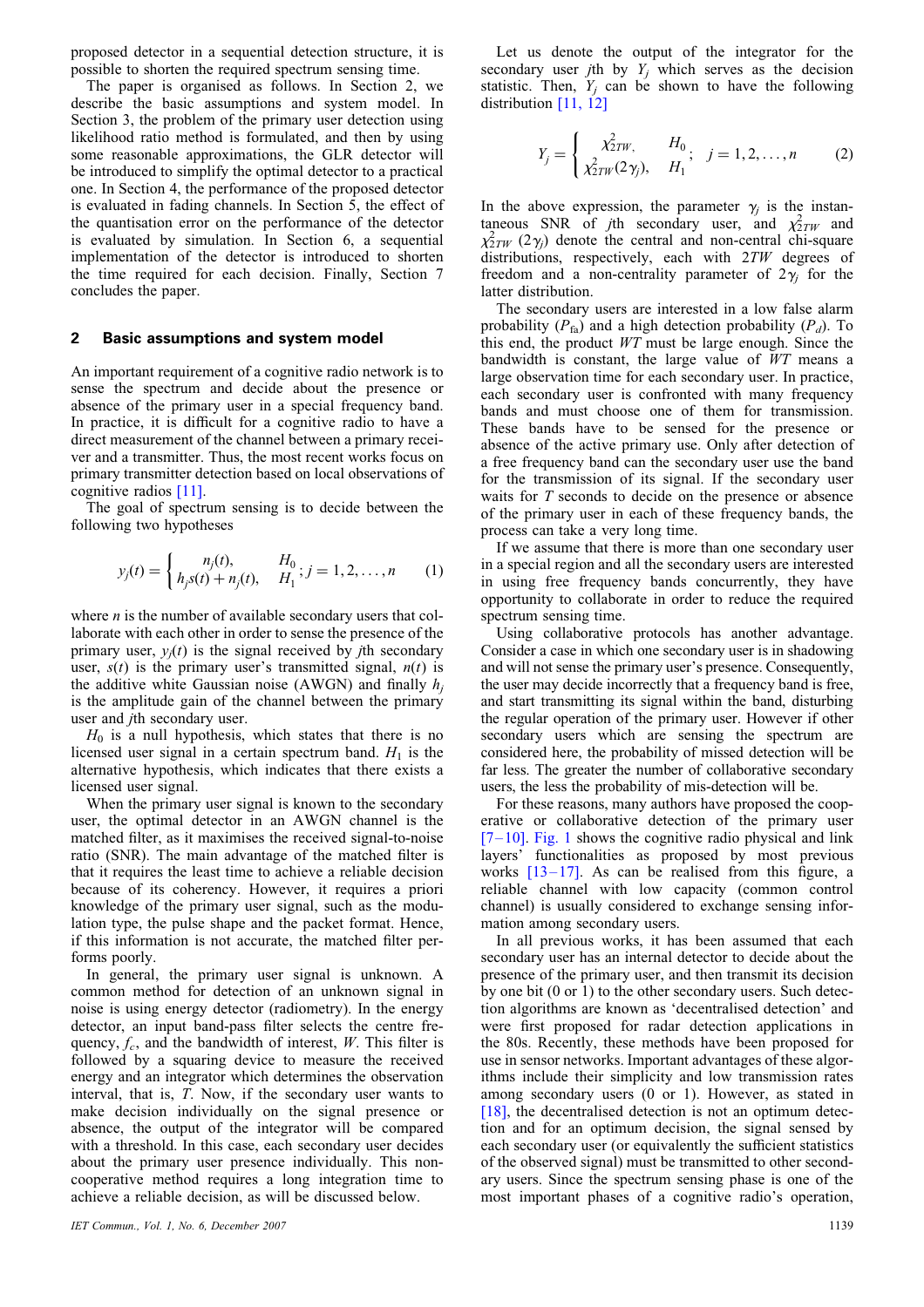proposed detector in a sequential detection structure, it is possible to shorten the required spectrum sensing time.

The paper is organised as follows. In Section 2, we describe the basic assumptions and system model. In Section 3, the problem of the primary user detection using likelihood ratio method is formulated, and then by using some reasonable approximations, the GLR detector will be introduced to simplify the optimal detector to a practical one. In Section 4, the performance of the proposed detector is evaluated in fading channels. In Section 5, the effect of the quantisation error on the performance of the detector is evaluated by simulation. In Section 6, a sequential implementation of the detector is introduced to shorten the time required for each decision. Finally, Section 7 concludes the paper.

## 2 Basic assumptions and system model

An important requirement of a cognitive radio network is to sense the spectrum and decide about the presence or absence of the primary user in a special frequency band. In practice, it is difficult for a cognitive radio to have a direct measurement of the channel between a primary receiver and a transmitter. Thus, the most recent works focus on primary transmitter detection based on local observations of cognitive radios [11].

The goal of spectrum sensing is to decide between the following two hypotheses

$$y_j(t) = \begin{cases} n_j(t), & H_0 \\ h_j s(t) + n_j(t), & H_1 \end{cases}; j = 1, 2, \ldots, n \qquad (1)$$

where $n$ is the number of available secondary users that collaborate with each other in order to sense the presence of the primary user, $y_j(t)$ is the signal received by $j$th secondary user, $s(t)$ is the primary user's transmitted signal, $n(t)$ is the additive white Gaussian noise (AWGN) and finally $h_j$ is the amplitude gain of the channel between the primary user and $j$th secondary user.

$H_0$ is a null hypothesis, which states that there is no licensed user signal in a certain spectrum band. $H_1$ is the alternative hypothesis, which indicates that there exists a licensed user signal.

When the primary user signal is known to the secondary user, the optimal detector in an AWGN channel is the matched filter, as it maximises the received signal-to-noise ratio (SNR). The main advantage of the matched filter is that it requires the least time to achieve a reliable decision because of its coherency. However, it requires a priori knowledge of the primary user signal, such as the modulation type, the pulse shape and the packet format. Hence, if this information is not accurate, the matched filter performs poorly.

In general, the primary user signal is unknown. A common method for detection of an unknown signal in noise is using energy detector (radiometry). In the energy detector, an input band-pass filter selects the centre frequency, $f_c$, and the bandwidth of interest, $W$. This filter is followed by a squaring device to measure the received energy and an integrator which determines the observation interval, that is, $T$. Now, if the secondary user wants to make decision individually on the signal presence or absence, the output of the integrator will be compared with a threshold. In this case, each secondary user decides about the primary user presence individually. This non-cooperative method requires a long integration time to achieve a reliable decision, as will be discussed below.

Let us denote the output of the integrator for the secondary user $j$th by $Y_j$ which serves as the decision statistic. Then, $Y_j$ can be shown to have the following distribution [11, 12]

$$Y_j = \begin{cases} \chi^2_{2TW}, & H_0 \\ \chi^2_{2TW}(2\gamma_j), & H_1 \end{cases}; \quad j = 1, 2, \ldots, n \qquad (2)$$

In the above expression, the parameter $\gamma_j$ is the instantaneous SNR of $j$th secondary user, and $\chi^2_{2TW}$ and $\chi^2_{2TW}(2\gamma_j)$ denote the central and non-central chi-square distributions, respectively, each with $2TW$ degrees of freedom and a non-centrality parameter of $2\gamma_j$ for the latter distribution.

The secondary users are interested in a low false alarm probability ($P_{fa}$) and a high detection probability ($P_d$). To the this end, the product $WT$ must be large enough. Since the bandwidth is constant, the large value of $WT$ means a large observation time for each secondary user. In practice, each secondary user is confronted with many frequency bands and must choose one of them for transmission. These bands have to be sensed for the presence or absence of the active primary use. Only after detection of a free frequency band can the secondary user use the band for the transmission of its signal. If the secondary user waits for $T$ seconds to decide on the presence or absence of the primary user in each of these frequency bands, the process can take a very long time.

If we assume that there is more than one secondary user in a special region and all the secondary users are interested in using free frequency bands concurrently, they have opportunity to collaborate in order to reduce the required spectrum sensing time.

Using collaborative protocols has another advantage. Consider a case in which one secondary user is in shadowing and will not sense the primary user's presence. Consequently, the user may decide incorrectly that a frequency band is free, and start transmitting its signal within the band, disturbing the regular operation of the primary user. However if other secondary users which are sensing the spectrum are considered here, the probability of missed detection will be far less. The greater the number of collaborative secondary users, the less the probability of mis-detection will be.

For these reasons, many authors have proposed the cooperative or collaborative detection of the primary user [7–10]. Fig. 1 shows the cognitive radio physical and link layers' functionalities as proposed by most previous works [13–17]. As can be realised from this figure, a reliable channel with low capacity (common control channel) is usually considered to exchange sensing information among secondary users.

In all previous works, it has been assumed that each secondary user has an internal detector to decide about the presence of the primary user, and then transmit its decision by one bit (0 or 1) to the other secondary users. Such detection algorithms are known as 'decentralised detection' and were first proposed for radar detection applications in the 80s. Recently, these methods have been proposed for use in sensor networks. Important advantages of these algorithms include their simplicity and low transmission rates among secondary users (0 or 1). However, as stated in [18], the decentralised detection is not an optimum detection and for an optimum decision, the signal sensed by each secondary user (or equivalently the sufficient statistics of the observed signal) must be transmitted to other secondary users. Since the spectrum sensing phase is one of the most important phases of a cognitive radio's operation,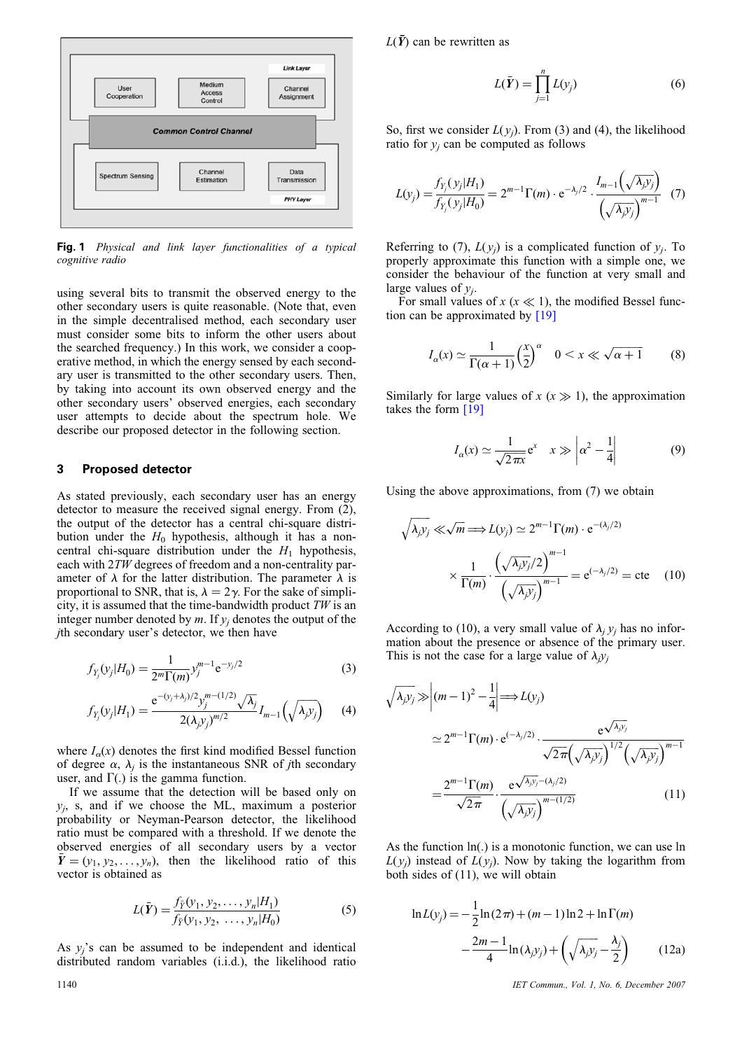**Fig. 1** *Physical and link layer functionalities of a typical cognitive radio*

using several bits to transmit the observed energy to the other secondary users is quite reasonable. (Note that, even in the simple decentralised method, each secondary user must consider some bits to inform the other users about the searched frequency.) In this work, we consider a cooperative method, in which the energy sensed by each secondary user is transmitted to the other secondary users. Then, by taking into account its own observed energy and the other secondary users' observed energies, each secondary user attempts to decide about the spectrum hole. We describe our proposed detector in the following section.

## 3 Proposed detector

As stated previously, each secondary user has an energy detector to measure the received signal energy. From (2), the output of the detector has a central chi-square distribution under the $H_0$ hypothesis, although it has a noncentral chi-square distribution under the $H_1$ hypothesis, each with $2TW$ degrees of freedom and a non-centrality parameter of $\lambda$ for the latter distribution. The parameter $\lambda$ is proportional to SNR, that is, $\lambda = 2\gamma$. For the sake of simplicity, it is assumed that the time-bandwidth product $TW$ is an integer number denoted by $m$. If $y_j$ denotes the output of the $j$th secondary user's detector, we then have

$$f_{Y_j}(y_j|H_0) = \frac{1}{2^m \Gamma(m)} y_j^{m-1} \mathrm{e}^{-y_j/2} \tag{3}$$

$$f_{Y_j}(y_j|H_1) = \frac{\mathrm{e}^{-(y_j+\lambda_j)/2} y_j^{m-(1/2)} \sqrt{\lambda_j}}{2(\lambda_j y_j)^{m/2}} I_{m-1}\left(\sqrt{\lambda_j y_j}\right) \tag{4}$$

where $I_\alpha(x)$ denotes the first kind modified Bessel function of degree $\alpha$, $\lambda_j$ is the instantaneous SNR of $j$th secondary user, and $\Gamma(.)$ is the gamma function.

If we assume that the detection will be based only on $y_j$, s, and if we choose the ML, maximum a posterior probability or Neyman-Pearson detector, the likelihood ratio must be compared with a threshold. If we denote the observed energies of all secondary users by a vector $\bar{\boldsymbol{Y}} = (y_1, y_2, \ldots, y_n)$, then the likelihood ratio of this vector is obtained as

$$L(\bar{\boldsymbol{Y}}) = \frac{f_{\bar{Y}}(y_1, y_2, \ldots, y_n|H_1)}{f_{\bar{Y}}(y_1, y_2, \ldots, y_n|H_0)} \tag{5}$$

As $y_j$'s can be assumed to be independent and identical distributed random variables (i.i.d.), the likelihood ratio $L(\bar{\boldsymbol{Y}})$ can be rewritten as

$$L(\bar{\boldsymbol{Y}}) = \prod_{j=1}^{n} L(y_j) \tag{6}$$

So, first we consider $L(y_j)$. From (3) and (4), the likelihood ratio for $y_j$ can be computed as follows

$$L(y_j) = \frac{f_{Y_j}(y_j|H_1)}{f_{Y_j}(y_j|H_0)} = 2^{m-1}\Gamma(m) \cdot \mathrm{e}^{-\lambda_j/2} \cdot \frac{I_{m-1}\left(\sqrt{\lambda_j y_j}\right)}{\left(\sqrt{\lambda_j y_j}\right)^{m-1}} \tag{7}$$

Referring to (7), $L(y_j)$ is a complicated function of $y_j$. To properly approximate this function with a simple one, we consider the behaviour of the function at very small and large values of $y_j$.

For small values of $x$ ($x \ll 1$), the modified Bessel function can be approximated by [19]

$$I_\alpha(x) \simeq \frac{1}{\Gamma(\alpha+1)}\left(\frac{x}{2}\right)^\alpha \quad 0 < x \ll \sqrt{\alpha+1} \tag{8}$$

Similarly for large values of $x$ ($x \gg 1$), the approximation takes the form [19]

$$I_\alpha(x) \simeq \frac{1}{\sqrt{2\pi x}}\mathrm{e}^x \quad x \gg \left|\alpha^2 - \frac{1}{4}\right| \tag{9}$$

Using the above approximations, from (7) we obtain

$$\sqrt{\lambda_j y_j} \ll \sqrt{m} \Longrightarrow L(y_j) \simeq 2^{m-1}\Gamma(m) \cdot \mathrm{e}^{-(\lambda_j/2)} \times \frac{1}{\Gamma(m)} \cdot \frac{\left(\sqrt{\lambda_j y_j}/2\right)^{m-1}}{\left(\sqrt{\lambda_j y_j}\right)^{m-1}} = \mathrm{e}^{(-\lambda_j/2)} = \mathrm{cte} \tag{10}$$

According to (10), a very small value of $\lambda_j y_j$ has no information about the presence or absence of the primary user. This is not the case for a large value of $\lambda_j y_j$

$$\begin{aligned}\sqrt{\lambda_j y_j} \gg \left|(m-1)^2 - \frac{1}{4}\right| \Longrightarrow L(y_j) &\simeq 2^{m-1}\Gamma(m) \cdot \mathrm{e}^{(-\lambda_j/2)} \cdot \frac{\mathrm{e}^{\sqrt{\lambda_j y_j}}}{\sqrt{2\pi}\left(\sqrt{\lambda_j y_j}\right)^{1/2}\left(\sqrt{\lambda_j y_j}\right)^{m-1}} \\ &= \frac{2^{m-1}\Gamma(m)}{\sqrt{2\pi}} \cdot \frac{\mathrm{e}^{\sqrt{\lambda_j y_j}-(\lambda_j/2)}}{\left(\sqrt{\lambda_j y_j}\right)^{m-(1/2)}}\end{aligned} \tag{11}$$

As the function ln(.) is a monotonic function, we can use ln $L(y_j)$ instead of $L(y_j)$. Now by taking the logarithm from both sides of (11), we will obtain

$$\ln L(y_j) = -\frac{1}{2}\ln(2\pi) + (m-1)\ln 2 + \ln\Gamma(m) - \frac{2m-1}{4}\ln(\lambda_j y_j) + \left(\sqrt{\lambda_j y_j} - \frac{\lambda_j}{2}\right) \tag{12a}$$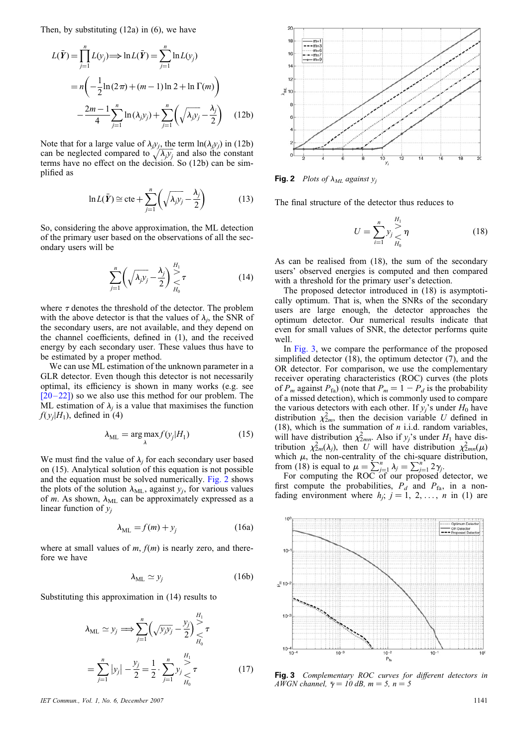Then, by substituting (12a) in (6), we have

$$L(\bar{\boldsymbol{Y}}) = \prod_{j=1}^{n} L(y_j) \Longrightarrow \ln L(\bar{\boldsymbol{Y}}) = \sum_{j=1}^{n} \ln L(y_j)$$

$$= n\left(-\frac{1}{2}\ln(2\pi) + (m-1)\ln 2 + \ln\Gamma(m)\right)$$

$$-\frac{2m-1}{4}\sum_{j=1}^{n}\ln(\lambda_j y_j) + \sum_{j=1}^{n}\left(\sqrt{\lambda_j y_j} - \frac{\lambda_j}{2}\right) \quad (12b)$$

Note that for a large value of $\lambda_j y_j$, the term $\ln(\lambda_j y_j)$ in (12b) can be neglected compared to $\sqrt{\lambda_j y_j}$ and also the constant terms have no effect on the decision. So (12b) can be simplified as

$$\ln L(\bar{\boldsymbol{Y}}) \cong \text{cte} + \sum_{j=1}^{n}\left(\sqrt{\lambda_j y_j} - \frac{\lambda_j}{2}\right) \quad (13)$$

So, considering the above approximation, the ML detection of the primary user based on the observations of all the secondary users will be

$$\sum_{j=1}^{n}\left(\sqrt{\lambda_j y_j} - \frac{\lambda_j}{2}\right) \underset{H_0}{\overset{H_1}{\gtrless}} \tau \quad (14)$$

where $\tau$ denotes the threshold of the detector. The problem with the above detector is that the values of $\lambda_j$, the SNR of the secondary users, are not available, and they depend on the channel coefficients, defined in (1), and the received energy by each secondary user. These values thus have to be estimated by a proper method.

We can use ML estimation of the unknown parameter in a GLR detector. Even though this detector is not necessarily optimal, its efficiency is shown in many works (e.g. see [20–22]) so we also use this method for our problem. The ML estimation of $\lambda_j$ is a value that maximises the function $f(y_j|H_1)$, defined in (4)

$$\lambda_{\text{ML}} = \arg\max_{\lambda} f(y_j|H_1) \quad (15)$$

We must find the value of $\lambda_j$ for each secondary user based on (15). Analytical solution of this equation is not possible and the equation must be solved numerically. Fig. 2 shows the plots of the solution $\lambda_{\text{ML}}$, against $y_j$, for various values of $m$. As shown, $\lambda_{\text{ML}}$ can be approximately expressed as a linear function of $y_j$

$$\lambda_{\text{ML}} = f(m) + y_j \quad (16a)$$

where at small values of $m$, $f(m)$ is nearly zero, and therefore we have

$$\lambda_{\text{ML}} \simeq y_j \quad (16b)$$

Substituting this approximation in (14) results to

$$\lambda_{\text{ML}} \simeq y_j \Longrightarrow \sum_{j=1}^{n}\left(\sqrt{y_j y_j} - \frac{y_j}{2}\right) \underset{H_0}{\overset{H_1}{\gtrless}} \tau$$

$$= \sum_{j=1}^{n} |y_j| - \frac{y_j}{2} = \frac{1}{2}\cdot\sum_{j=1}^{n} y_j \underset{H_0}{\overset{H_1}{\gtrless}} \tau \quad (17)$$

**Fig. 2** *Plots of $\lambda_{ML}$ against $y_j$*

The final structure of the detector thus reduces to

$$U = \sum_{i=1}^{n} y_j \underset{H_0}{\overset{H_1}{\gtrless}} \eta \quad (18)$$

As can be realised from (18), the sum of the secondary users' observed energies is computed and then compared with a threshold for the primary user's detection.

The proposed detector introduced in (18) is asymptotically optimum. That is, when the SNRs of the secondary users are large enough, the detector approaches the optimum detector. Our numerical results indicate that even for small values of SNR, the detector performs quite well.

In Fig. 3, we compare the performance of the proposed simplified detector (18), the optimum detector (7), and the OR detector. For comparison, we use the complementary receiver operating characteristics (ROC) curves (the plots of $P_m$ against $P_{\text{fa}}$) (note that $P_m = 1 - P_d$ is the probability of a missed detection), which is commonly used to compare the various detectors with each other. If $y_j$'s under $H_0$ have distribution $\chi^2_{2m}$, then the decision variable $U$ defined in (18), which is the summation of $n$ i.i.d. random variables, will have distribution $\chi^2_{2mn}$. Also if $y_j$'s under $H_1$ have distribution $\chi^2_{2m}(\lambda_j)$, then $U$ will have distribution $\chi^2_{2mn}(\mu)$ which $\mu$, the non-centrality of the chi-square distribution, from (18) is equal to $\mu = \sum_{j=1}^{n}\lambda_j = \sum_{j=1}^{n} 2\gamma_j$.

For computing the ROC of our proposed detector, we first compute the probabilities, $P_d$ and $P_{\text{fa}}$, in a non-fading environment where $h_j$; $j = 1, 2, \ldots, n$ in (1) are

**Fig. 3** *Complementary ROC curves for different detectors in AWGN channel, $\bar{\gamma} = 10$ dB, $m = 5$, $n = 5$*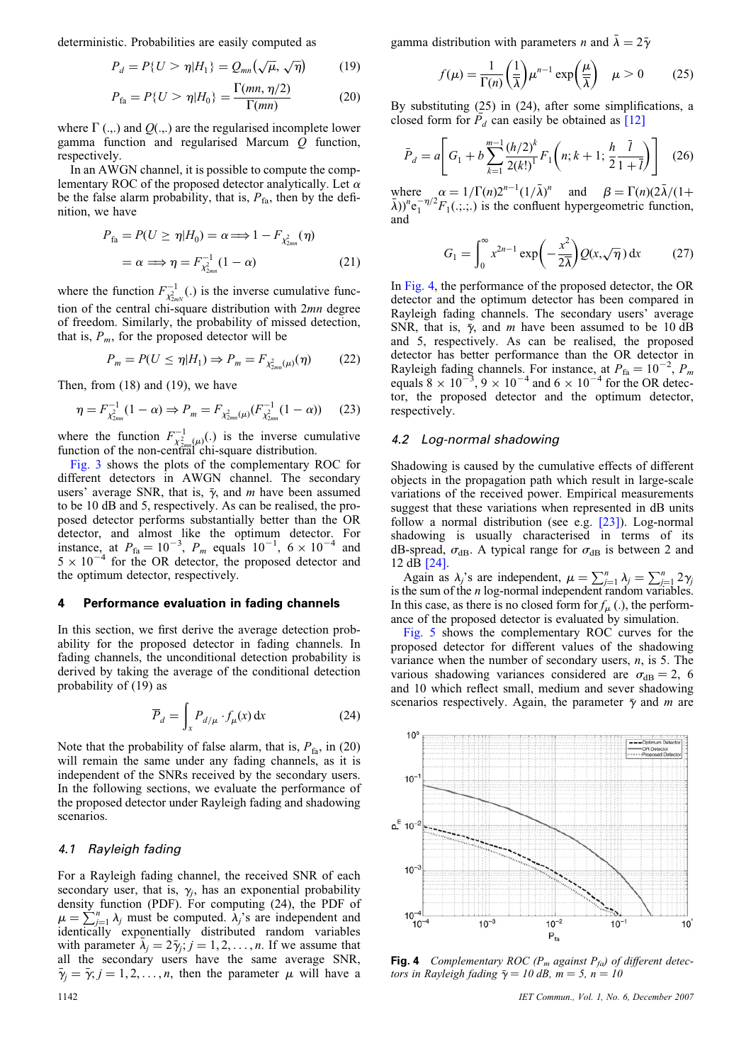deterministic. Probabilities are easily computed as

$$P_d = P\{U > \eta | H_1\} = Q_{mn}(\sqrt{\mu}, \sqrt{\eta}) \tag{19}$$

$$P_{fa} = P\{U > \eta | H_0\} = \frac{\Gamma(mn, \eta/2)}{\Gamma(mn)} \tag{20}$$

where $\Gamma$ (.,.) and $Q$(.,.) are the regularised incomplete lower gamma function and regularised Marcum $Q$ function, respectively.

In an AWGN channel, it is possible to compute the complementary ROC of the proposed detector analytically. Let $\alpha$ be the false alarm probability, that is, $P_{fa}$, then by the definition, we have

$$P_{fa} = P(U \geq \eta | H_0) = \alpha \Longrightarrow 1 - F_{\chi^2_{2mn}}(\eta)$$
$$= \alpha \Longrightarrow \eta = F^{-1}_{\chi^2_{2mn}}(1 - \alpha) \tag{21}$$

where the function $F^{-1}_{\chi^2_{2mN}}(.)$ is the inverse cumulative function of the central chi-square distribution with $2mn$ degree of freedom. Similarly, the probability of missed detection, that is, $P_m$, for the proposed detector will be

$$P_m = P(U \leq \eta | H_1) \Rightarrow P_m = F_{\chi^2_{2mn}(\mu)}(\eta) \tag{22}$$

Then, from (18) and (19), we have

$$\eta = F^{-1}_{\chi^2_{2mn}}(1 - \alpha) \Rightarrow P_m = F_{\chi^2_{2mn}(\mu)}(F^{-1}_{\chi^2_{2mn}}(1 - \alpha)) \tag{23}$$

where the function $F^{-1}_{\chi^2_{2mn}(\mu)}(.)$ is the inverse cumulative function of the non-central chi-square distribution.

Fig. 3 shows the plots of the complementary ROC for different detectors in AWGN channel. The secondary users' average SNR, that is, $\bar{\gamma}$, and $m$ have been assumed to be 10 dB and 5, respectively. As can be realised, the proposed detector performs substantially better than the OR detector, and almost like the optimum detector. For instance, at $P_{fa} = 10^{-3}$, $P_m$ equals $10^{-1}$, $6 \times 10^{-4}$ and $5 \times 10^{-4}$ for the OR detector, the proposed detector and the optimum detector, respectively.

## 4 Performance evaluation in fading channels

In this section, we first derive the average detection probability for the proposed detector in fading channels. In fading channels, the unconditional detection probability is derived by taking the average of the conditional detection probability of (19) as

$$\overline{P}_d = \int_x P_{d/\mu} \cdot f_\mu(x)\, dx \tag{24}$$

Note that the probability of false alarm, that is, $P_{fa}$, in (20) will remain the same under any fading channels, as it is independent of the SNRs received by the secondary users. In the following sections, we evaluate the performance of the proposed detector under Rayleigh fading and shadowing scenarios.

### 4.1 Rayleigh fading

For a Rayleigh fading channel, the received SNR of each secondary user, that is, $\gamma_j$, has an exponential probability density function (PDF). For computing (24), the PDF of $\mu = \sum_{j=1}^{n} \lambda_j$ must be computed. $\lambda_j$'s are independent and identically exponentially distributed random variables with parameter $\bar{\lambda}_j = 2\bar{\gamma}_j; j = 1, 2, \ldots, n$. If we assume that all the secondary users have the same average SNR, $\bar{\gamma}_j = \bar{\gamma}; j = 1, 2, \ldots, n$, then the parameter $\mu$ will have a gamma distribution with parameters $n$ and $\bar{\lambda} = 2\bar{\gamma}$

$$f(\mu) = \frac{1}{\Gamma(n)}\left(\frac{1}{\bar{\lambda}}\right)\mu^{n-1}\exp\left(\frac{\mu}{\bar{\lambda}}\right) \quad \mu > 0 \tag{25}$$

By substituting (25) in (24), after some simplifications, a closed form for $\bar{P}_d$ can easily be obtained as [12]

$$\bar{P}_d = a\left[G_1 + b\sum_{k=1}^{m-1}\frac{(h/2)^k}{2(k!)^1}F_1\left(n; k+1; \frac{h}{2}\frac{\bar{l}}{1+\bar{l}}\right)\right] \tag{26}$$

where $\alpha = 1/\Gamma(n)2^{n-1}(1/\bar{\lambda})^n$ and $\beta = \Gamma(n)(2\bar{\lambda}/(1+\bar{\lambda}))^n e_1^{-\eta/2}F_1(.;.;.)$ is the confluent hypergeometric function, and

$$G_1 = \int_0^\infty x^{2n-1}\exp\left(-\frac{x^2}{2\bar{\lambda}}\right)Q(x, \sqrt{\eta})\, dx \tag{27}$$

In Fig. 4, the performance of the proposed detector, the OR detector and the optimum detector has been compared in Rayleigh fading channels. The secondary users' average SNR, that is, $\bar{\gamma}$, and $m$ have been assumed to be 10 dB and 5, respectively. As can be realised, the proposed detector has better performance than the OR detector in Rayleigh fading channels. For instance, at $P_{fa} = 10^{-2}$, $P_m$ equals $8 \times 10^{-3}$, $9 \times 10^{-4}$ and $6 \times 10^{-4}$ for the OR detector, the proposed detector and the optimum detector, respectively.

### 4.2 Log-normal shadowing

Shadowing is caused by the cumulative effects of different objects in the propagation path which result in large-scale variations of the received power. Empirical measurements suggest that these variations when represented in dB units follow a normal distribution (see e.g. [23]). Log-normal shadowing is usually characterised in terms of its dB-spread, $\sigma_{dB}$. A typical range for $\sigma_{dB}$ is between 2 and 12 dB [24].

Again as $\lambda_j$'s are independent, $\mu = \sum_{j=1}^{n} \lambda_j = \sum_{j=1}^{n} 2\gamma_j$ is the sum of the $n$ log-normal independent random variables. In this case, as there is no closed form for $f_\mu$ (.), the performance of the proposed detector is evaluated by simulation.

Fig. 5 shows the complementary ROC curves for the proposed detector for different values of the shadowing variance when the number of secondary users, $n$, is 5. The various shadowing variances considered are $\sigma_{dB} = 2$, 6 and 10 which reflect small, medium and sever shadowing scenarios respectively. Again, the parameter $\bar{\gamma}$ and $m$ are

**Fig. 4** *Complementary ROC ($P_m$ against $P_{fa}$) of different detectors in Rayleigh fading $\bar{\gamma}$ = 10 dB, m = 5, n = 10*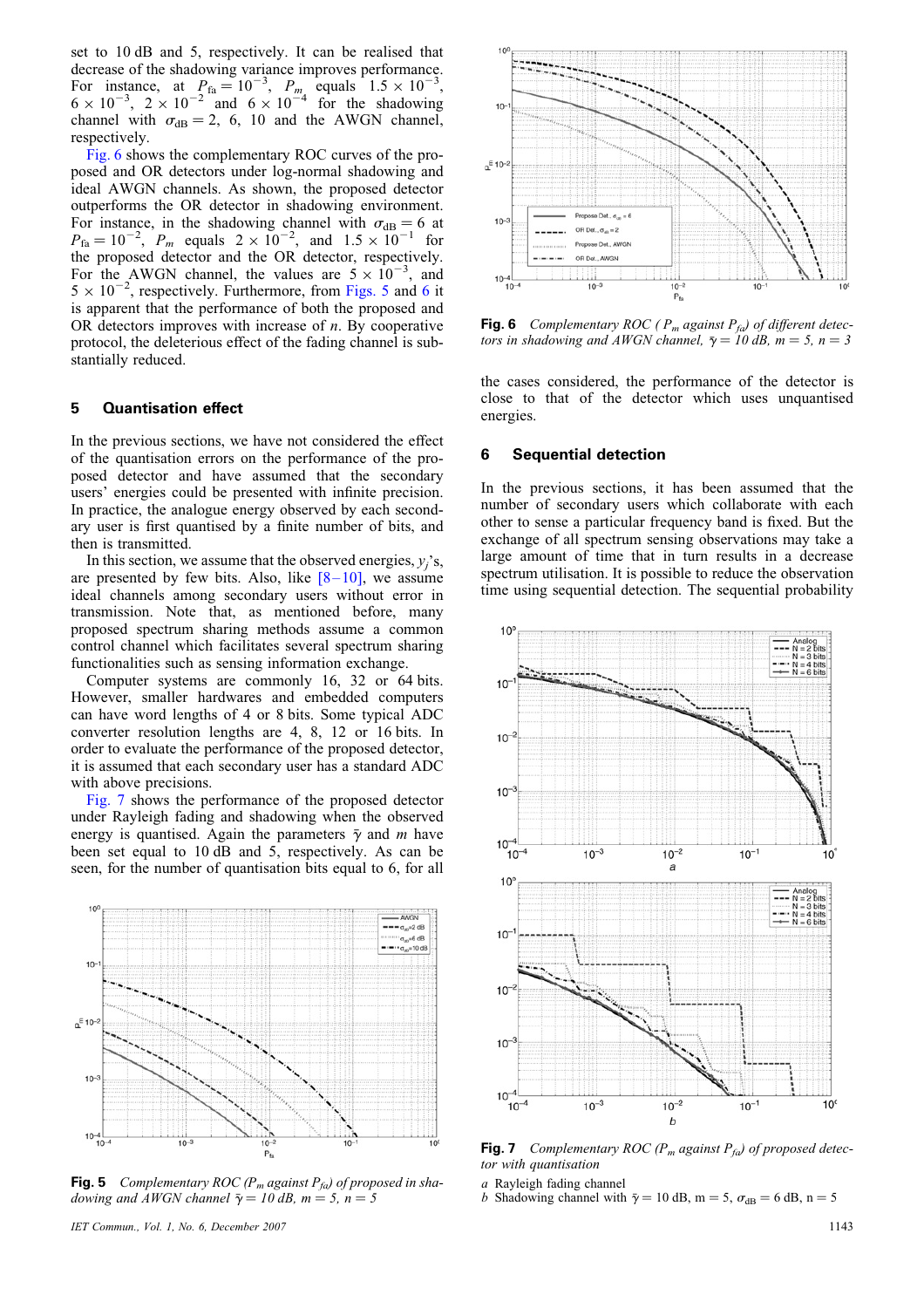set to 10 dB and 5, respectively. It can be realised that decrease of the shadowing variance improves performance. For instance, at $P_{fa} = 10^{-3}$, $P_m$ equals $1.5 \times 10^{-3}$, $6 \times 10^{-3}$, $2 \times 10^{-2}$ and $6 \times 10^{-4}$ for the shadowing channel with $\sigma_{dB} = 2$, 6, 10 and the AWGN channel, respectively.

Fig. 6 shows the complementary ROC curves of the proposed and OR detectors under log-normal shadowing and ideal AWGN channels. As shown, the proposed detector outperforms the OR detector in shadowing environment. For instance, in the shadowing channel with $\sigma_{dB} = 6$ at $P_{fa} = 10^{-2}$, $P_m$ equals $2 \times 10^{-2}$, and $1.5 \times 10^{-1}$ for the proposed detector and the OR detector, respectively. For the AWGN channel, the values are $5 \times 10^{-3}$, and $5 \times 10^{-2}$, respectively. Furthermore, from Figs. 5 and 6 it is apparent that the performance of both the proposed and OR detectors improves with increase of $n$. By cooperative protocol, the deleterious effect of the fading channel is substantially reduced.

## 5 Quantisation effect

In the previous sections, we have not considered the effect of the quantisation errors on the performance of the proposed detector and have assumed that the secondary users' energies could be presented with infinite precision. In practice, the analogue energy observed by each secondary user is first quantised by a finite number of bits, and then is transmitted.

In this section, we assume that the observed energies, $y_j$'s, are presented by few bits. Also, like [8–10], we assume ideal channels among secondary users without error in transmission. Note that, as mentioned before, many proposed spectrum sharing methods assume a common control channel which facilitates several spectrum sharing functionalities such as sensing information exchange.

Computer systems are commonly 16, 32 or 64 bits. However, smaller hardwares and embedded computers can have word lengths of 4 or 8 bits. Some typical ADC converter resolution lengths are 4, 8, 12 or 16 bits. In order to evaluate the performance of the proposed detector, it is assumed that each secondary user has a standard ADC with above precisions.

Fig. 7 shows the performance of the proposed detector under Rayleigh fading and shadowing when the observed energy is quantised. Again the parameters $\bar{\gamma}$ and $m$ have been set equal to 10 dB and 5, respectively. As can be seen, for the number of quantisation bits equal to 6, for all the cases considered, the performance of the detector is close to that of the detector which uses unquantised energies.

**Fig. 5** *Complementary ROC ($P_m$ against $P_{fa}$) of proposed in shadowing and AWGN channel $\bar{\gamma} = 10$ dB, $m = 5$, $n = 5$*

**Fig. 6** *Complementary ROC ($P_m$ against $P_{fa}$) of different detectors in shadowing and AWGN channel, $\bar{\gamma} = 10$ dB, $m = 5$, $n = 3$*

## 6 Sequential detection

In the previous sections, it has been assumed that the number of secondary users which collaborate with each other to sense a particular frequency band is fixed. But the exchange of all spectrum sensing observations may take a large amount of time that in turn results in a decrease spectrum utilisation. It is possible to reduce the observation time using sequential detection. The sequential probability

**Fig. 7** *Complementary ROC ($P_m$ against $P_{fa}$) of proposed detector with quantisation*

*a* Rayleigh fading channel
*b* Shadowing channel with $\bar{\gamma} = 10$ dB, $m = 5$, $\sigma_{dB} = 6$ dB, $n = 5$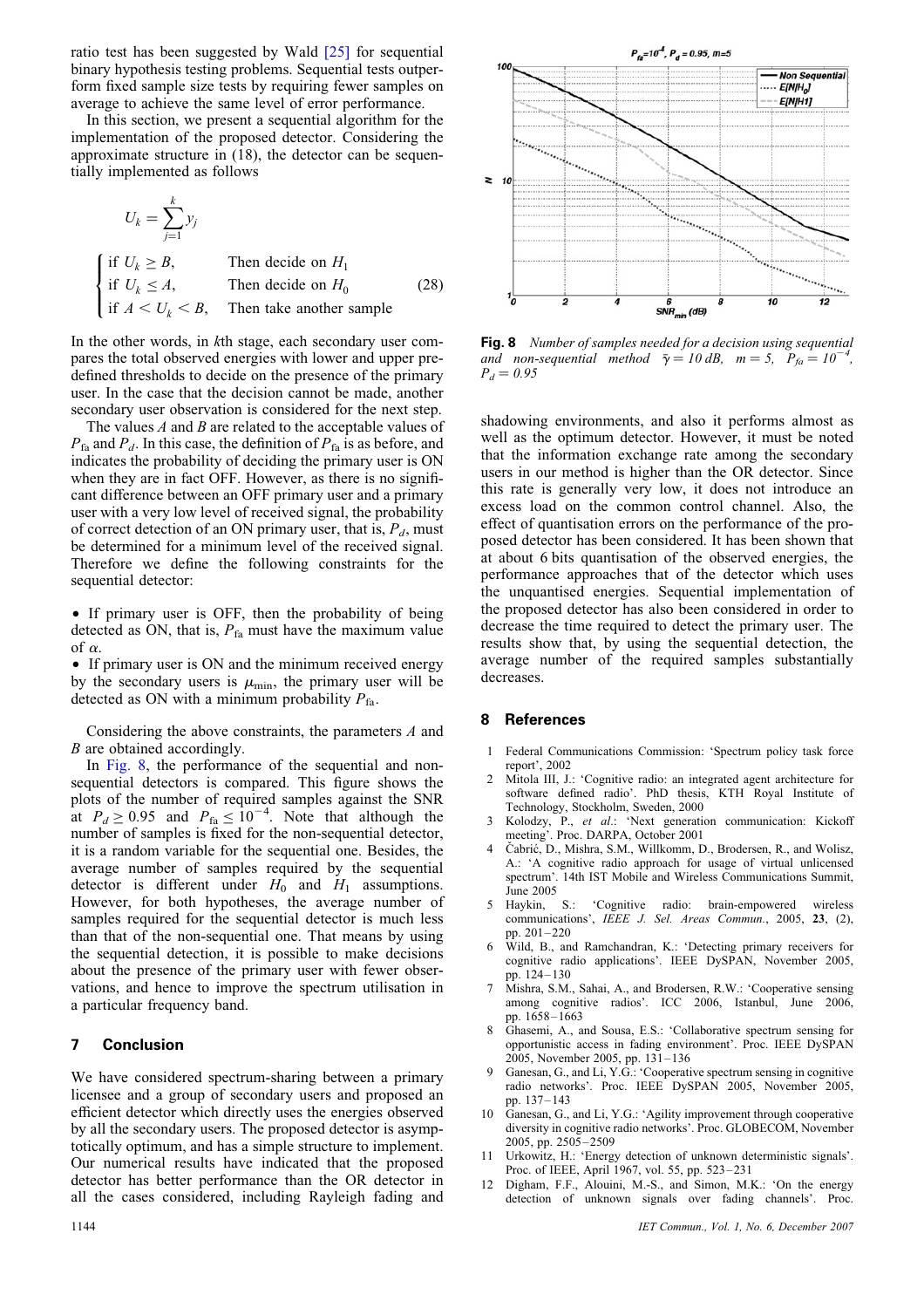ratio test has been suggested by Wald [25] for sequential binary hypothesis testing problems. Sequential tests outperform fixed sample size tests by requiring fewer samples on average to achieve the same level of error performance.

In this section, we present a sequential algorithm for the implementation of the proposed detector. Considering the approximate structure in (18), the detector can be sequentially implemented as follows

$$U_k = \sum_{j=1}^{k} y_j$$

$$\begin{cases} \text{if } U_k \geq B, & \text{Then decide on } H_1 \\ \text{if } U_k \leq A, & \text{Then decide on } H_0 \\ \text{if } A < U_k < B, & \text{Then take another sample} \end{cases} \tag{28}$$

In the other words, in $k$th stage, each secondary user compares the total observed energies with lower and upper predefined thresholds to decide on the presence of the primary user. In the case that the decision cannot be made, another secondary user observation is considered for the next step.

The values $A$ and $B$ are related to the acceptable values of $P_{\text{fa}}$ and $P_d$. In this case, the definition of $P_{\text{fa}}$ is as before, and indicates the probability of deciding the primary user is ON when they are in fact OFF. However, as there is no significant difference between an OFF primary user and a primary user with a very low level of received signal, the probability of correct detection of an ON primary user, that is, $P_d$, must be determined for a minimum level of the received signal. Therefore we define the following constraints for the sequential detector:

- If primary user is OFF, then the probability of being detected as ON, that is, $P_{\text{fa}}$ must have the maximum value of $\alpha$.
- If primary user is ON and the minimum received energy by the secondary users is $\mu_{\min}$, the primary user will be detected as ON with a minimum probability $P_{\text{fa}}$.

Considering the above constraints, the parameters $A$ and $B$ are obtained accordingly.

In Fig. 8, the performance of the sequential and non-sequential detectors is compared. This figure shows the plots of the number of required samples against the SNR at $P_d \geq 0.95$ and $P_{\text{fa}} \leq 10^{-4}$. Note that although the number of samples is fixed for the non-sequential detector, it is a random variable for the sequential one. Besides, the average number of samples required by the sequential detector is different under $H_0$ and $H_1$ assumptions. However, for both hypotheses, the average number of samples required for the sequential detector is much less than that of the non-sequential one. That means by using the sequential detection, it is possible to make decisions about the presence of the primary user with fewer observations, and hence to improve the spectrum utilisation in a particular frequency band.

**Fig. 8** *Number of samples needed for a decision using sequential and non-sequential method* $\bar{\gamma} = 10$ dB, $m = 5$, $P_{fa} = 10^{-4}$, $P_d = 0.95$

## 7 Conclusion

We have considered spectrum-sharing between a primary licensee and a group of secondary users and proposed an efficient detector which directly uses the energies observed by all the secondary users. The proposed detector is asymptotically optimum, and has a simple structure to implement. Our numerical results have indicated that the proposed detector has better performance than the OR detector in all the cases considered, including Rayleigh fading and shadowing environments, and also it performs almost as well as the optimum detector. However, it must be noted that the information exchange rate among the secondary users in our method is higher than the OR detector. Since this rate is generally very low, it does not introduce an excess load on the common control channel. Also, the effect of quantisation errors on the performance of the proposed detector has been considered. It has been shown that at about 6 bits quantisation of the observed energies, the performance approaches that of the detector which uses the unquantised energies. Sequential implementation of the proposed detector has also been considered in order to decrease the time required to detect the primary user. The results show that, by using the sequential detection, the average number of the required samples substantially decreases.

## 8 References

1. Federal Communications Commission: 'Spectrum policy task force report', 2002
2. Mitola III, J.: 'Cognitive radio: an integrated agent architecture for software defined radio'. PhD thesis, KTH Royal Institute of Technology, Stockholm, Sweden, 2000
3. Kolodzy, P., *et al.*: 'Next generation communication: Kickoff meeting'. Proc. DARPA, October 2001
4. Čabrić, D., Mishra, S.M., Willkomm, D., Brodersen, R., and Wolisz, A.: 'A cognitive radio approach for usage of virtual unlicensed spectrum'. 14th IST Mobile and Wireless Communications Summit, June 2005
5. Haykin, S.: 'Cognitive radio: brain-empowered wireless communications', *IEEE J. Sel. Areas Commun.*, 2005, **23**, (2), pp. 201–220
6. Wild, B., and Ramchandran, K.: 'Detecting primary receivers for cognitive radio applications'. IEEE DySPAN, November 2005, pp. 124–130
7. Mishra, S.M., Sahai, A., and Brodersen, R.W.: 'Cooperative sensing among cognitive radios'. ICC 2006, Istanbul, June 2006, pp. 1658–1663
8. Ghasemi, A., and Sousa, E.S.: 'Collaborative spectrum sensing for opportunistic access in fading environment'. Proc. IEEE DySPAN 2005, November 2005, pp. 131–136
9. Ganesan, G., and Li, Y.G.: 'Cooperative spectrum sensing in cognitive radio networks'. Proc. IEEE DySPAN 2005, November 2005, pp. 137–143
10. Ganesan, G., and Li, Y.G.: 'Agility improvement through cooperative diversity in cognitive radio networks'. Proc. GLOBECOM, November 2005, pp. 2505–2509
11. Urkowitz, H.: 'Energy detection of unknown deterministic signals'. Proc. of IEEE, April 1967, vol. 55, pp. 523–231
12. Digham, F.F., Alouini, M.-S., and Simon, M.K.: 'On the energy detection of unknown signals over fading channels'. Proc.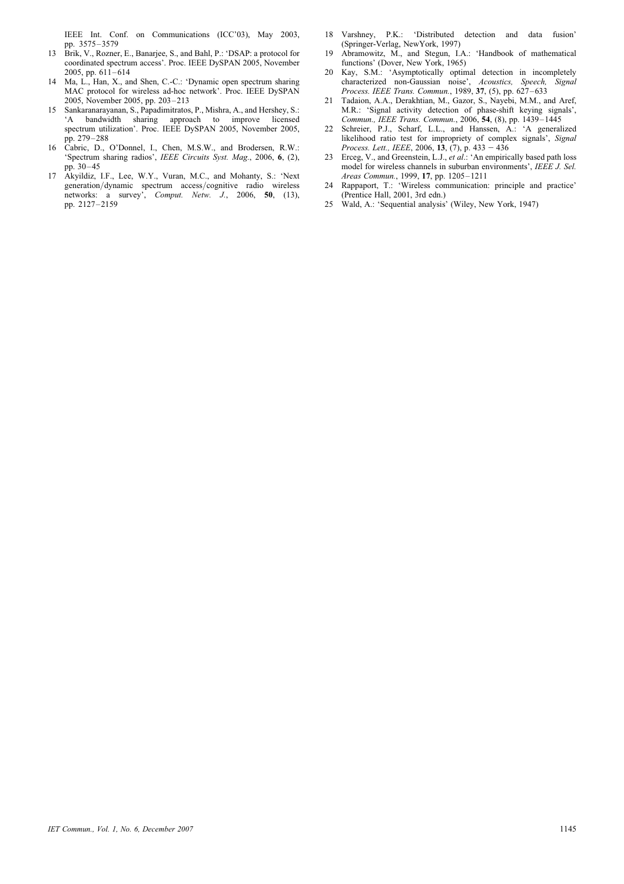IEEE Int. Conf. on Communications (ICC'03), May 2003, pp. 3575–3579

13 Brik, V., Rozner, E., Banarjee, S., and Bahl, P.: 'DSAP: a protocol for coordinated spectrum access'. Proc. IEEE DySPAN 2005, November 2005, pp. 611–614

14 Ma, L., Han, X., and Shen, C.-C.: 'Dynamic open spectrum sharing MAC protocol for wireless ad-hoc network'. Proc. IEEE DySPAN 2005, November 2005, pp. 203–213

15 Sankaranarayanan, S., Papadimitratos, P., Mishra, A., and Hershey, S.: 'A bandwidth sharing approach to improve licensed spectrum utilization'. Proc. IEEE DySPAN 2005, November 2005, pp. 279–288

16 Cabric, D., O'Donnel, I., Chen, M.S.W., and Brodersen, R.W.: 'Spectrum sharing radios', *IEEE Circuits Syst. Mag.*, 2006, **6**, (2), pp. 30–45

17 Akyildiz, I.F., Lee, W.Y., Vuran, M.C., and Mohanty, S.: 'Next generation/dynamic spectrum access/cognitive radio wireless networks: a survey', *Comput. Netw. J.*, 2006, **50**, (13), pp. 2127–2159

18 Varshney, P.K.: 'Distributed detection and data fusion' (Springer-Verlag, NewYork, 1997)

19 Abramowitz, M., and Stegun, I.A.: 'Handbook of mathematical functions' (Dover, New York, 1965)

20 Kay, S.M.: 'Asymptotically optimal detection in incompletely characterized non-Gaussian noise', *Acoustics, Speech, Signal Process. IEEE Trans. Commun.*, 1989, **37**, (5), pp. 627–633

21 Tadaion, A.A., Derakhtian, M., Gazor, S., Nayebi, M.M., and Aref, M.R.: 'Signal activity detection of phase-shift keying signals', *Commun., IEEE Trans. Commun.*, 2006, **54**, (8), pp. 1439–1445

22 Schreier, P.J., Scharf, L.L., and Hanssen, A.: 'A generalized likelihood ratio test for impropriety of complex signals', *Signal Process. Lett., IEEE*, 2006, **13**, (7), p. 433 – 436

23 Erceg, V., and Greenstein, L.J., *et al*.: 'An empirically based path loss model for wireless channels in suburban environments', *IEEE J. Sel. Areas Commun.*, 1999, **17**, pp. 1205–1211

24 Rappaport, T.: 'Wireless communication: principle and practice' (Prentice Hall, 2001, 3rd edn.)

25 Wald, A.: 'Sequential analysis' (Wiley, New York, 1947)